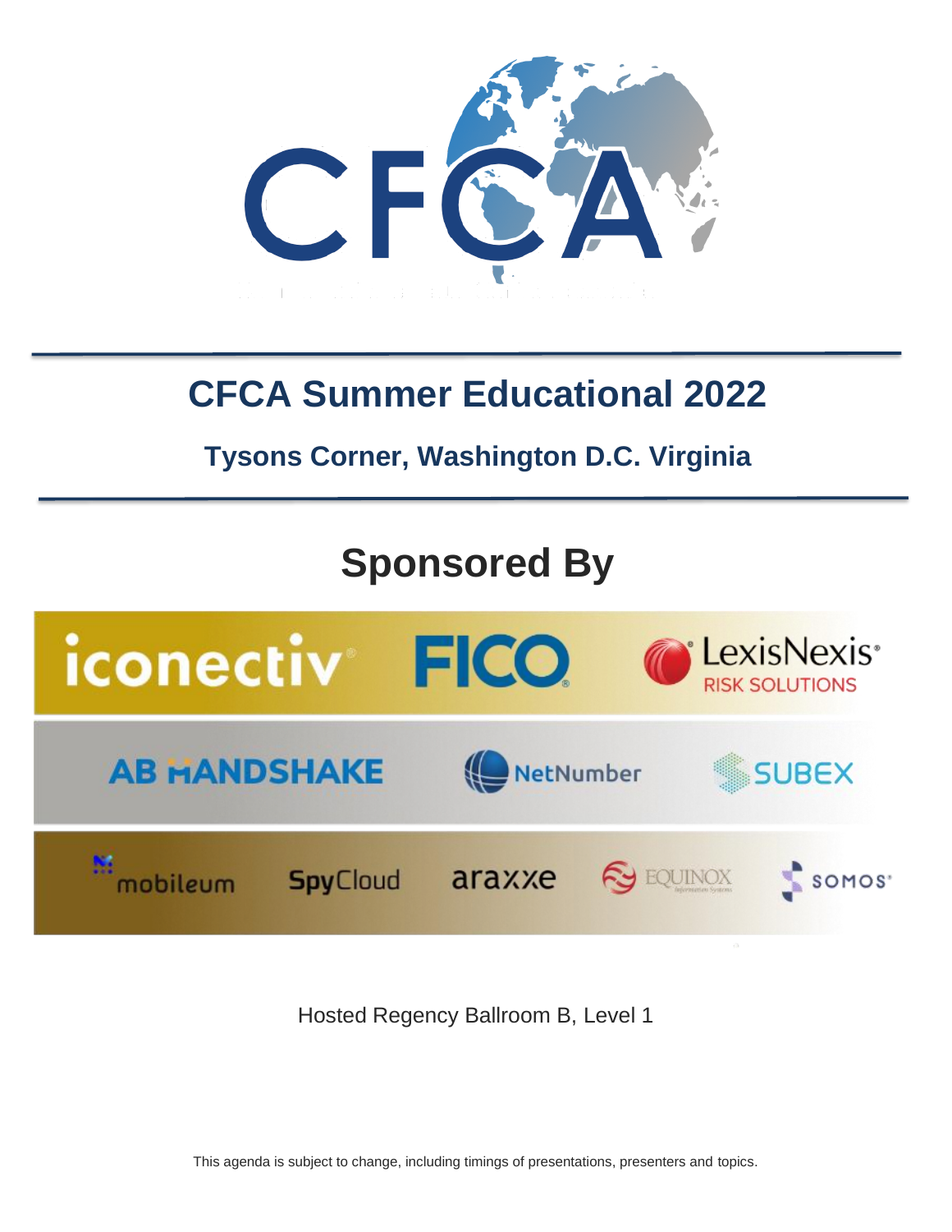# CFCA Summer Educational 2022

## Tysons Corner, Washington D.C. Virginia

## Sponsored By

iconectiv FICO LexisNexis RISK SOLUTIONS

AB HANDSHAKE NetNumber SUBEX

mobileum SpyCloud araxxe EQUINOX SOMOS

Hosted Regency Ballroom B, Level 1

This agenda is subject to change, including timings of presentations, presenters and topics.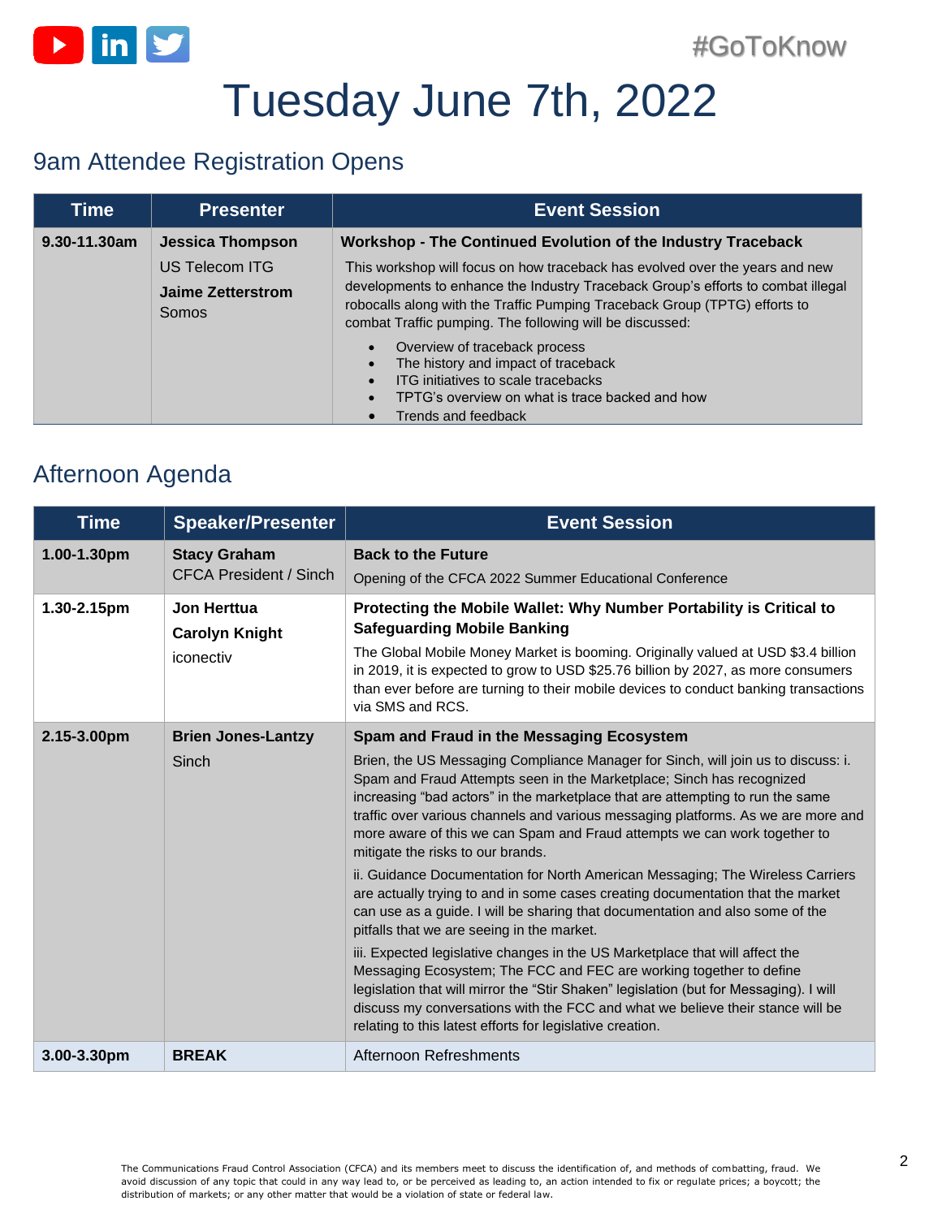#GoToKnow

# Tuesday June 7th, 2022

## 9am Attendee Registration Opens

| Time | Presenter | Event Session |
|---|---|---|
| **9.30-11.30am** | **Jessica Thompson**<br>US Telecom ITG<br>**Jaime Zetterstrom**<br>Somos | **Workshop - The Continued Evolution of the Industry Traceback**<br>This workshop will focus on how traceback has evolved over the years and new developments to enhance the Industry Traceback Group's efforts to combat illegal robocalls along with the Traffic Pumping Traceback Group (TPTG) efforts to combat Traffic pumping. The following will be discussed:<br>• Overview of traceback process<br>• The history and impact of traceback<br>• ITG initiatives to scale tracebacks<br>• TPTG's overview on what is trace backed and how<br>• Trends and feedback |

## Afternoon Agenda

| Time | Speaker/Presenter | Event Session |
|---|---|---|
| **1.00-1.30pm** | **Stacy Graham**<br>CFCA President / Sinch | **Back to the Future**<br>Opening of the CFCA 2022 Summer Educational Conference |
| **1.30-2.15pm** | **Jon Herttua**<br>**Carolyn Knight**<br>iconectiv | **Protecting the Mobile Wallet: Why Number Portability is Critical to Safeguarding Mobile Banking**<br>The Global Mobile Money Market is booming. Originally valued at USD $3.4 billion in 2019, it is expected to grow to USD $25.76 billion by 2027, as more consumers than ever before are turning to their mobile devices to conduct banking transactions via SMS and RCS. |
| **2.15-3.00pm** | **Brien Jones-Lantzy**<br>Sinch | **Spam and Fraud in the Messaging Ecosystem**<br>Brien, the US Messaging Compliance Manager for Sinch, will join us to discuss: i. Spam and Fraud Attempts seen in the Marketplace; Sinch has recognized increasing "bad actors" in the marketplace that are attempting to run the same traffic over various channels and various messaging platforms. As we are more and more aware of this we can Spam and Fraud attempts we can work together to mitigate the risks to our brands.<br>ii. Guidance Documentation for North American Messaging; The Wireless Carriers are actually trying to and in some cases creating documentation that the market can use as a guide. I will be sharing that documentation and also some of the pitfalls that we are seeing in the market.<br>iii. Expected legislative changes in the US Marketplace that will affect the Messaging Ecosystem; The FCC and FEC are working together to define legislation that will mirror the "Stir Shaken" legislation (but for Messaging). I will discuss my conversations with the FCC and what we believe their stance will be relating to this latest efforts for legislative creation. |
| **3.00-3.30pm** | **BREAK** | Afternoon Refreshments |

The Communications Fraud Control Association (CFCA) and its members meet to discuss the identification of, and methods of combatting, fraud. We avoid discussion of any topic that could in any way lead to, or be perceived as leading to, an action intended to fix or regulate prices; a boycott; the distribution of markets; or any other matter that would be a violation of state or federal law.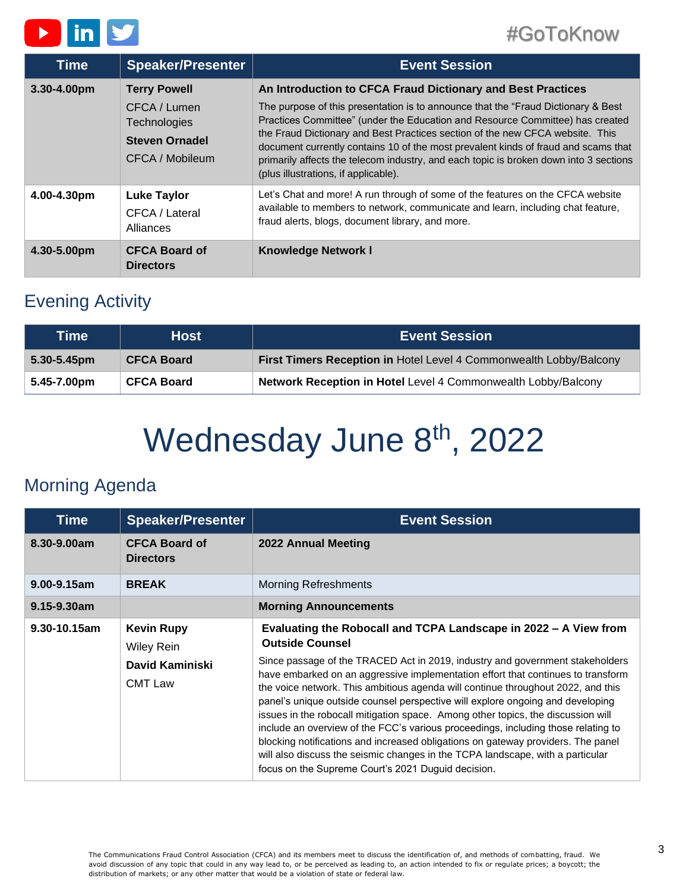#GoToKnow

| Time | Speaker/Presenter | Event Session |
|---|---|---|
| **3.30-4.00pm** | **Terry Powell** CFCA / Lumen Technologies **Steven Ornadel** CFCA / Mobileum | **An Introduction to CFCA Fraud Dictionary and Best Practices** The purpose of this presentation is to announce that the "Fraud Dictionary & Best Practices Committee" (under the Education and Resource Committee) has created the Fraud Dictionary and Best Practices section of the new CFCA website. This document currently contains 10 of the most prevalent kinds of fraud and scams that primarily affects the telecom industry, and each topic is broken down into 3 sections (plus illustrations, if applicable). |
| **4.00-4.30pm** | **Luke Taylor** CFCA / Lateral Alliances | Let's Chat and more! A run through of some of the features on the CFCA website available to members to network, communicate and learn, including chat feature, fraud alerts, blogs, document library, and more. |
| **4.30-5.00pm** | **CFCA Board of Directors** | **Knowledge Network I** |

## Evening Activity

| Time | Host | Event Session |
|---|---|---|
| **5.30-5.45pm** | **CFCA Board** | **First Timers Reception in** Hotel Level 4 Commonwealth Lobby/Balcony |
| **5.45-7.00pm** | **CFCA Board** | **Network Reception in Hotel** Level 4 Commonwealth Lobby/Balcony |

# Wednesday June 8th, 2022

## Morning Agenda

| Time | Speaker/Presenter | Event Session |
|---|---|---|
| **8.30-9.00am** | **CFCA Board of Directors** | **2022 Annual Meeting** |
| **9.00-9.15am** | **BREAK** | Morning Refreshments |
| **9.15-9.30am** | | **Morning Announcements** |
| **9.30-10.15am** | **Kevin Rupy** Wiley Rein **David Kaminiski** CMT Law | **Evaluating the Robocall and TCPA Landscape in 2022 – A View from Outside Counsel** Since passage of the TRACED Act in 2019, industry and government stakeholders have embarked on an aggressive implementation effort that continues to transform the voice network. This ambitious agenda will continue throughout 2022, and this panel's unique outside counsel perspective will explore ongoing and developing issues in the robocall mitigation space. Among other topics, the discussion will include an overview of the FCC's various proceedings, including those relating to blocking notifications and increased obligations on gateway providers. The panel will also discuss the seismic changes in the TCPA landscape, with a particular focus on the Supreme Court's 2021 Duguid decision. |

The Communications Fraud Control Association (CFCA) and its members meet to discuss the identification of, and methods of combatting, fraud. We avoid discussion of any topic that could in any way lead to, or be perceived as leading to, an action intended to fix or regulate prices; a boycott; the distribution of markets; or any other matter that would be a violation of state or federal law.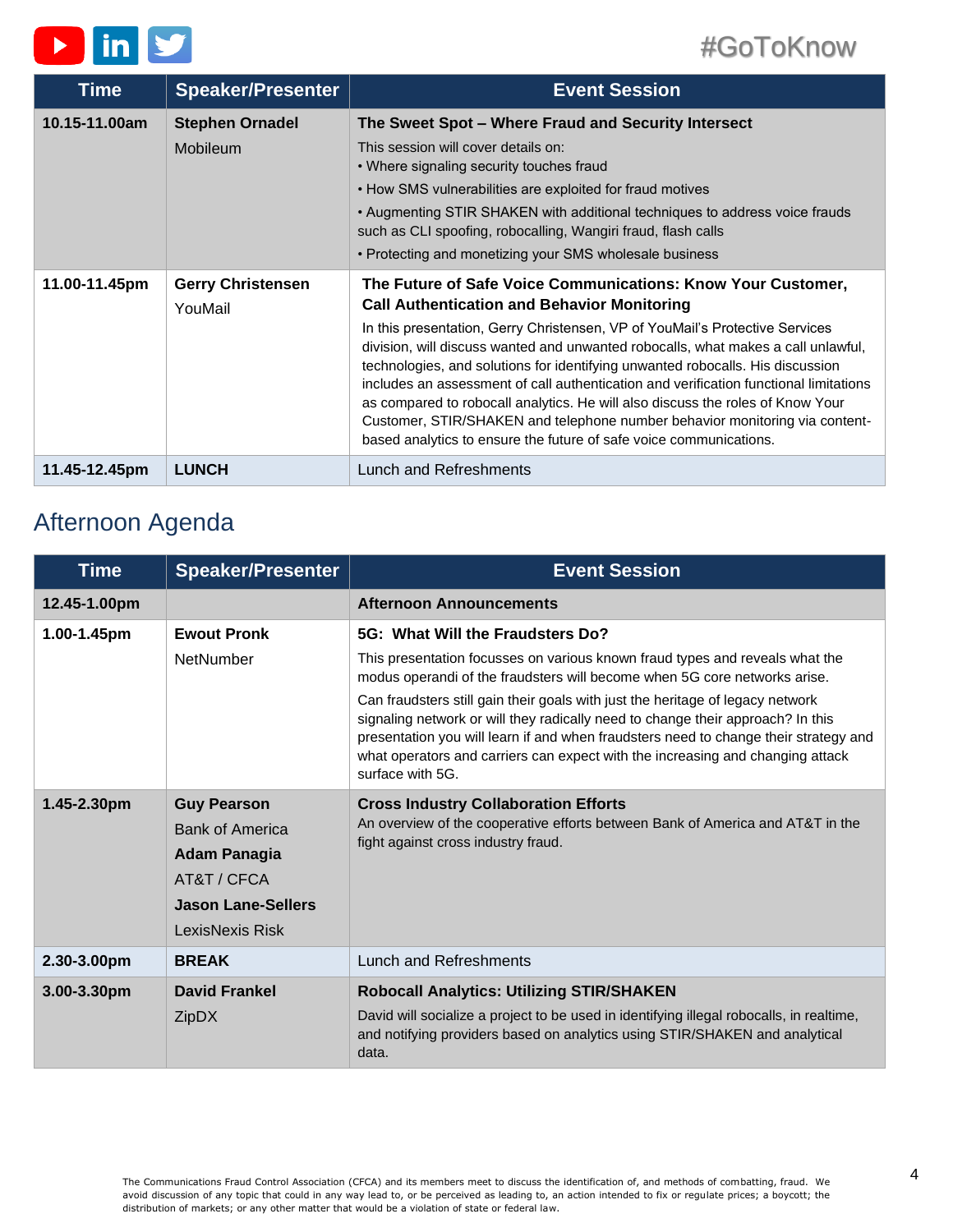#GoToKnow

| Time | Speaker/Presenter | Event Session |
|---|---|---|
| **10.15-11.00am** | **Stephen Ornadel** Mobileum | **The Sweet Spot – Where Fraud and Security Intersect** This session will cover details on: • Where signaling security touches fraud • How SMS vulnerabilities are exploited for fraud motives • Augmenting STIR SHAKEN with additional techniques to address voice frauds such as CLI spoofing, robocalling, Wangiri fraud, flash calls • Protecting and monetizing your SMS wholesale business |
| **11.00-11.45pm** | **Gerry Christensen** YouMail | **The Future of Safe Voice Communications: Know Your Customer, Call Authentication and Behavior Monitoring** In this presentation, Gerry Christensen, VP of YouMail's Protective Services division, will discuss wanted and unwanted robocalls, what makes a call unlawful, technologies, and solutions for identifying unwanted robocalls. His discussion includes an assessment of call authentication and verification functional limitations as compared to robocall analytics. He will also discuss the roles of Know Your Customer, STIR/SHAKEN and telephone number behavior monitoring via content-based analytics to ensure the future of safe voice communications. |
| **11.45-12.45pm** | **LUNCH** | Lunch and Refreshments |

## Afternoon Agenda

| Time | Speaker/Presenter | Event Session |
|---|---|---|
| **12.45-1.00pm** | | **Afternoon Announcements** |
| **1.00-1.45pm** | **Ewout Pronk** NetNumber | **5G: What Will the Fraudsters Do?** This presentation focusses on various known fraud types and reveals what the modus operandi of the fraudsters will become when 5G core networks arise. Can fraudsters still gain their goals with just the heritage of legacy network signaling network or will they radically need to change their approach? In this presentation you will learn if and when fraudsters need to change their strategy and what operators and carriers can expect with the increasing and changing attack surface with 5G. |
| **1.45-2.30pm** | **Guy Pearson** Bank of America **Adam Panagia** AT&T / CFCA **Jason Lane-Sellers** LexisNexis Risk | **Cross Industry Collaboration Efforts** An overview of the cooperative efforts between Bank of America and AT&T in the fight against cross industry fraud. |
| **2.30-3.00pm** | **BREAK** | Lunch and Refreshments |
| **3.00-3.30pm** | **David Frankel** ZipDX | **Robocall Analytics: Utilizing STIR/SHAKEN** David will socialize a project to be used in identifying illegal robocalls, in realtime, and notifying providers based on analytics using STIR/SHAKEN and analytical data. |

The Communications Fraud Control Association (CFCA) and its members meet to discuss the identification of, and methods of combatting, fraud. We avoid discussion of any topic that could in any way lead to, or be perceived as leading to, an action intended to fix or regulate prices; a boycott; the distribution of markets; or any other matter that would be a violation of state or federal law.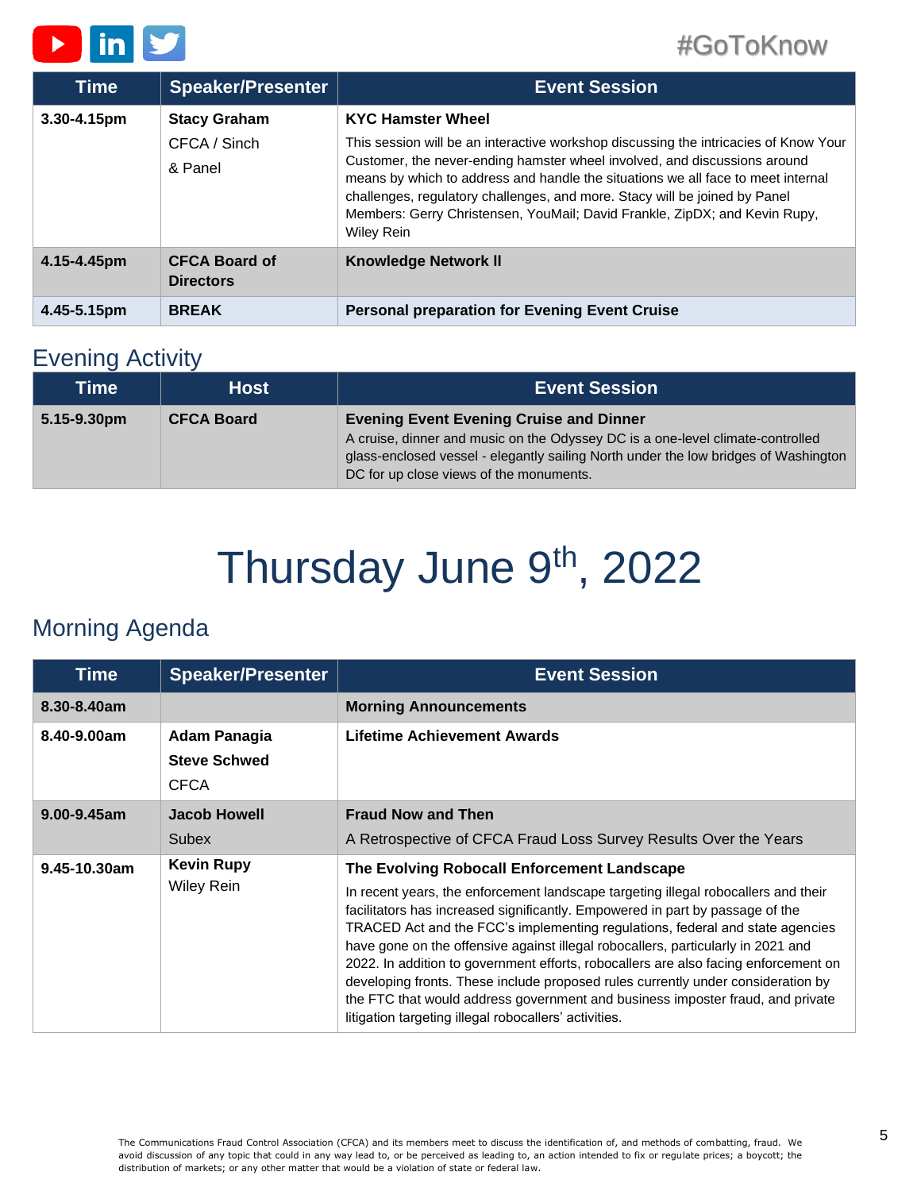#GoToKnow

| Time | Speaker/Presenter | Event Session |
|---|---|---|
| **3.30-4.15pm** | **Stacy Graham** CFCA / Sinch & Panel | **KYC Hamster Wheel** This session will be an interactive workshop discussing the intricacies of Know Your Customer, the never-ending hamster wheel involved, and discussions around means by which to address and handle the situations we all face to meet internal challenges, regulatory challenges, and more. Stacy will be joined by Panel Members: Gerry Christensen, YouMail; David Frankle, ZipDX; and Kevin Rupy, Wiley Rein |
| **4.15-4.45pm** | **CFCA Board of Directors** | **Knowledge Network II** |
| **4.45-5.15pm** | **BREAK** | **Personal preparation for Evening Event Cruise** |

## Evening Activity

| Time | Host | Event Session |
|---|---|---|
| **5.15-9.30pm** | **CFCA Board** | **Evening Event Evening Cruise and Dinner** A cruise, dinner and music on the Odyssey DC is a one-level climate-controlled glass-enclosed vessel - elegantly sailing North under the low bridges of Washington DC for up close views of the monuments. |

# Thursday June 9th, 2022

## Morning Agenda

| Time | Speaker/Presenter | Event Session |
|---|---|---|
| **8.30-8.40am** | | **Morning Announcements** |
| **8.40-9.00am** | **Adam Panagia** **Steve Schwed** CFCA | **Lifetime Achievement Awards** |
| **9.00-9.45am** | **Jacob Howell** Subex | **Fraud Now and Then** A Retrospective of CFCA Fraud Loss Survey Results Over the Years |
| **9.45-10.30am** | **Kevin Rupy** Wiley Rein | **The Evolving Robocall Enforcement Landscape** In recent years, the enforcement landscape targeting illegal robocallers and their facilitators has increased significantly. Empowered in part by passage of the TRACED Act and the FCC's implementing regulations, federal and state agencies have gone on the offensive against illegal robocallers, particularly in 2021 and 2022. In addition to government efforts, robocallers are also facing enforcement on developing fronts. These include proposed rules currently under consideration by the FTC that would address government and business imposter fraud, and private litigation targeting illegal robocallers' activities. |

The Communications Fraud Control Association (CFCA) and its members meet to discuss the identification of, and methods of combatting, fraud. We avoid discussion of any topic that could in any way lead to, or be perceived as leading to, an action intended to fix or regulate prices; a boycott; the distribution of markets; or any other matter that would be a violation of state or federal law.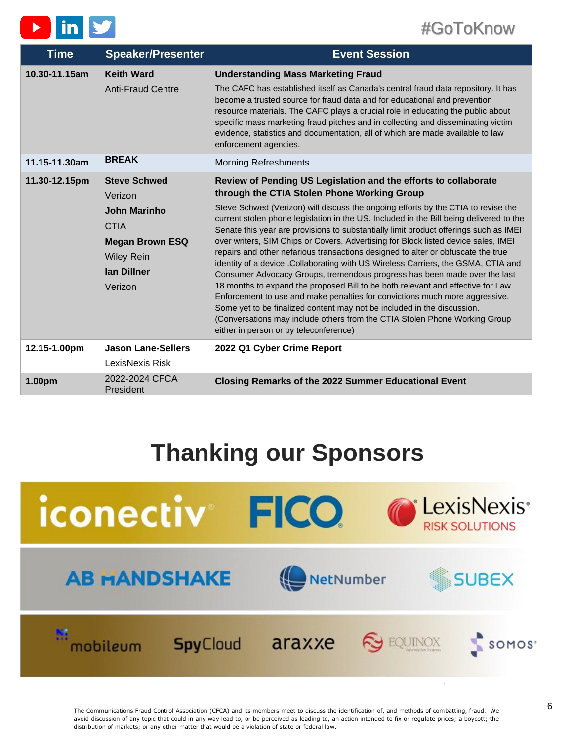#GoToKnow

| Time | Speaker/Presenter | Event Session |
|---|---|---|
| **10.30-11.15am** | **Keith Ward**<br>Anti-Fraud Centre | **Understanding Mass Marketing Fraud**<br>The CAFC has established itself as Canada's central fraud data repository. It has become a trusted source for fraud data and for educational and prevention resource materials. The CAFC plays a crucial role in educating the public about specific mass marketing fraud pitches and in collecting and disseminating victim evidence, statistics and documentation, all of which are made available to law enforcement agencies. |
| **11.15-11.30am** | **BREAK** | Morning Refreshments |
| **11.30-12.15pm** | **Steve Schwed**<br>Verizon<br>**John Marinho**<br>CTIA<br>**Megan Brown ESQ**<br>Wiley Rein<br>**Ian Dillner**<br>Verizon | **Review of Pending US Legislation and the efforts to collaborate through the CTIA Stolen Phone Working Group**<br>Steve Schwed (Verizon) will discuss the ongoing efforts by the CTIA to revise the current stolen phone legislation in the US. Included in the Bill being delivered to the Senate this year are provisions to substantially limit product offerings such as IMEI over writers, SIM Chips or Covers, Advertising for Block listed device sales, IMEI repairs and other nefarious transactions designed to alter or obfuscate the true identity of a device .Collaborating with US Wireless Carriers, the GSMA, CTIA and Consumer Advocacy Groups, tremendous progress has been made over the last 18 months to expand the proposed Bill to be both relevant and effective for Law Enforcement to use and make penalties for convictions much more aggressive. Some yet to be finalized content may not be included in the discussion. (Conversations may include others from the CTIA Stolen Phone Working Group either in person or by teleconference) |
| **12.15-1.00pm** | **Jason Lane-Sellers**<br>LexisNexis Risk | **2022 Q1 Cyber Crime Report** |
| **1.00pm** | 2022-2024 CFCA President | **Closing Remarks of the 2022 Summer Educational Event** |

# Thanking our Sponsors

iconectiv · FICO · LexisNexis RISK SOLUTIONS

AB HANDSHAKE · NetNumber · SUBEX

mobileum · SpyCloud · araxxe · EQUINOX · SOMOS

The Communications Fraud Control Association (CFCA) and its members meet to discuss the identification of, and methods of combatting, fraud. We avoid discussion of any topic that could in any way lead to, or be perceived as leading to, an action intended to fix or regulate prices; a boycott; the distribution of markets; or any other matter that would be a violation of state or federal law.